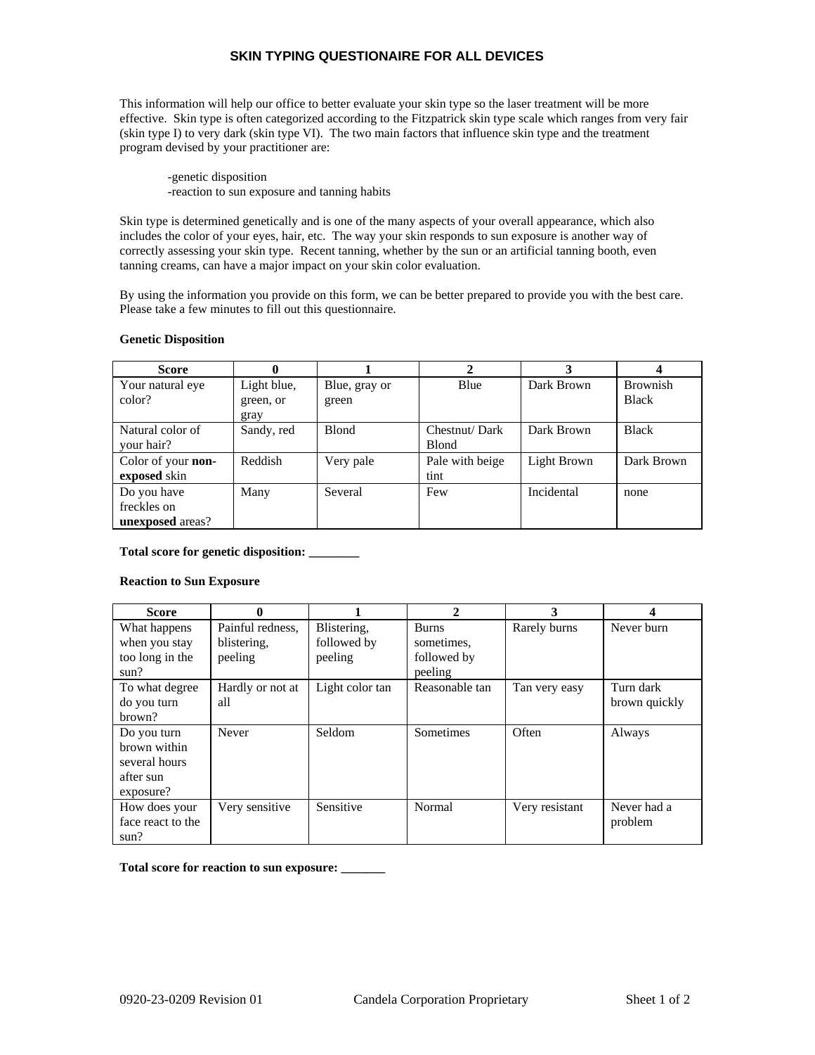# SKIN TYPING QUESTIONAIRE FOR ALL DEVICES

This information will help our office to better evaluate your skin type so the laser treatment will be more effective. Skin type is often categorized according to the Fitzpatrick skin type scale which ranges from very fair (skin type I) to very dark (skin type VI). The two main factors that influence skin type and the treatment program devised by your practitioner are:

-genetic disposition
-reaction to sun exposure and tanning habits

Skin type is determined genetically and is one of the many aspects of your overall appearance, which also includes the color of your eyes, hair, etc. The way your skin responds to sun exposure is another way of correctly assessing your skin type. Recent tanning, whether by the sun or an artificial tanning booth, even tanning creams, can have a major impact on your skin color evaluation.

By using the information you provide on this form, we can be better prepared to provide you with the best care. Please take a few minutes to fill out this questionnaire.

**Genetic Disposition**

| Score | 0 | 1 | 2 | 3 | 4 |
|---|---|---|---|---|---|
| Your natural eye color? | Light blue, green, or gray | Blue, gray or green | Blue | Dark Brown | Brownish Black |
| Natural color of your hair? | Sandy, red | Blond | Chestnut/ Dark Blond | Dark Brown | Black |
| Color of your **non-exposed** skin | Reddish | Very pale | Pale with beige tint | Light Brown | Dark Brown |
| Do you have freckles on **unexposed** areas? | Many | Several | Few | Incidental | none |

**Total score for genetic disposition: ________**

**Reaction to Sun Exposure**

| Score | 0 | 1 | 2 | 3 | 4 |
|---|---|---|---|---|---|
| What happens when you stay too long in the sun? | Painful redness, blistering, peeling | Blistering, followed by peeling | Burns sometimes, followed by peeling | Rarely burns | Never burn |
| To what degree do you turn brown? | Hardly or not at all | Light color tan | Reasonable tan | Tan very easy | Turn dark brown quickly |
| Do you turn brown within several hours after sun exposure? | Never | Seldom | Sometimes | Often | Always |
| How does your face react to the sun? | Very sensitive | Sensitive | Normal | Very resistant | Never had a problem |

**Total score for reaction to sun exposure: _______**

0920-23-0209 Revision 01 Candela Corporation Proprietary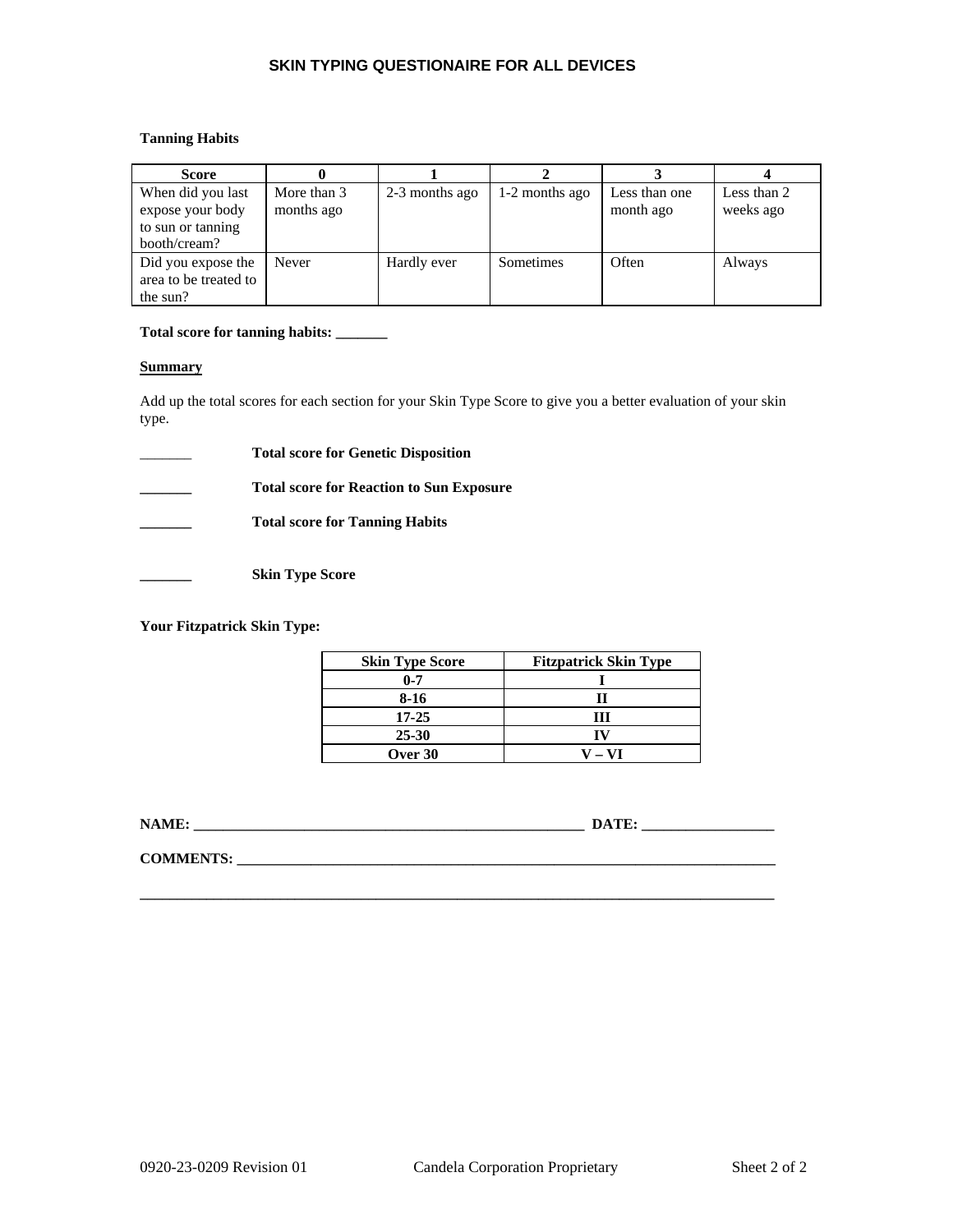**SKIN TYPING QUESTIONAIRE FOR ALL DEVICES**

**Tanning Habits**

| Score | 0 | 1 | 2 | 3 | 4 |
|---|---|---|---|---|---|
| When did you last expose your body to sun or tanning booth/cream? | More than 3 months ago | 2-3 months ago | 1-2 months ago | Less than one month ago | Less than 2 weeks ago |
| Did you expose the area to be treated to the sun? | Never | Hardly ever | Sometimes | Often | Always |

**Total score for tanning habits: _______**

**Summary**

Add up the total scores for each section for your Skin Type Score to give you a better evaluation of your skin type.

_______ **Total score for Genetic Disposition**

_______ **Total score for Reaction to Sun Exposure**

_______ **Total score for Tanning Habits**

_______ **Skin Type Score**

**Your Fitzpatrick Skin Type:**

| Skin Type Score | Fitzpatrick Skin Type |
|---|---|
| 0-7 | I |
| 8-16 | II |
| 17-25 | III |
| 25-30 | IV |
| Over 30 | V – VI |

**NAME: _______________________________________________________ DATE: __________________**

**COMMENTS: ___________________________________________________________________________**

**_____________________________________________________________________________________**

0920-23-0209 Revision 01 Candela Corporation Proprietary